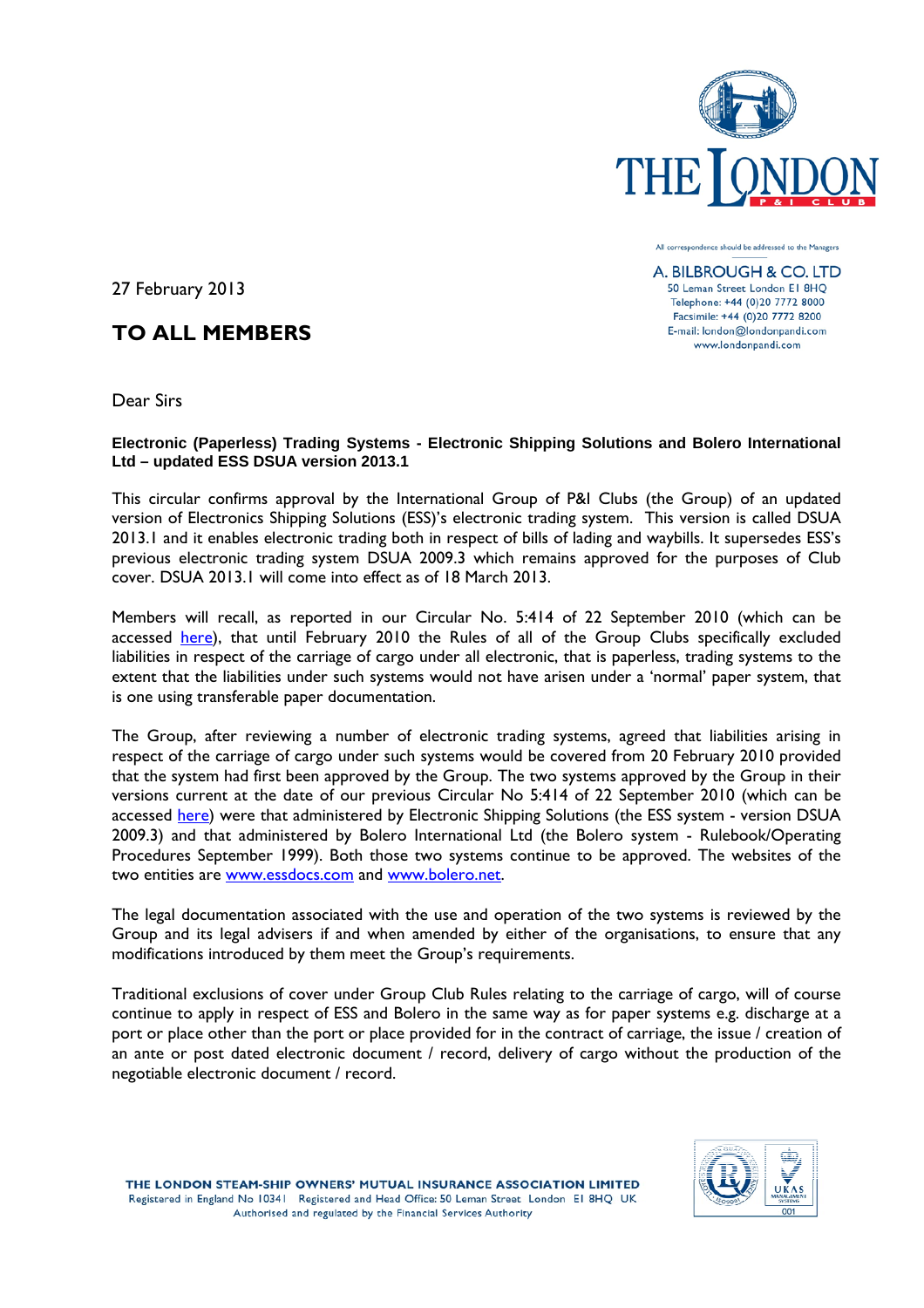All correspondence should be addressed to the Managers

A. BILBROUGH & CO. LTD
50 Leman Street London E1 8HQ
Telephone: +44 (0)20 7772 8000
Facsimile: +44 (0)20 7772 8200
E-mail: london@londonpandi.com
www.londonpandi.com

27 February 2013

## TO ALL MEMBERS

Dear Sirs

**Electronic (Paperless) Trading Systems - Electronic Shipping Solutions and Bolero International Ltd – updated ESS DSUA version 2013.1**

This circular confirms approval by the International Group of P&I Clubs (the Group) of an updated version of Electronics Shipping Solutions (ESS)'s electronic trading system. This version is called DSUA 2013.1 and it enables electronic trading both in respect of bills of lading and waybills. It supersedes ESS's previous electronic trading system DSUA 2009.3 which remains approved for the purposes of Club cover. DSUA 2013.1 will come into effect as of 18 March 2013.

Members will recall, as reported in our Circular No. 5:414 of 22 September 2010 (which can be accessed here), that until February 2010 the Rules of all of the Group Clubs specifically excluded liabilities in respect of the carriage of cargo under all electronic, that is paperless, trading systems to the extent that the liabilities under such systems would not have arisen under a 'normal' paper system, that is one using transferable paper documentation.

The Group, after reviewing a number of electronic trading systems, agreed that liabilities arising in respect of the carriage of cargo under such systems would be covered from 20 February 2010 provided that the system had first been approved by the Group. The two systems approved by the Group in their versions current at the date of our previous Circular No 5:414 of 22 September 2010 (which can be accessed here) were that administered by Electronic Shipping Solutions (the ESS system - version DSUA 2009.3) and that administered by Bolero International Ltd (the Bolero system - Rulebook/Operating Procedures September 1999). Both those two systems continue to be approved. The websites of the two entities are www.essdocs.com and www.bolero.net.

The legal documentation associated with the use and operation of the two systems is reviewed by the Group and its legal advisers if and when amended by either of the organisations, to ensure that any modifications introduced by them meet the Group's requirements.

Traditional exclusions of cover under Group Club Rules relating to the carriage of cargo, will of course continue to apply in respect of ESS and Bolero in the same way as for paper systems e.g. discharge at a port or place other than the port or place provided for in the contract of carriage, the issue / creation of an ante or post dated electronic document / record, delivery of cargo without the production of the negotiable electronic document / record.

THE LONDON STEAM-SHIP OWNERS' MUTUAL INSURANCE ASSOCIATION LIMITED
Registered in England No 10341 Registered and Head Office: 50 Leman Street London E1 8HQ UK
Authorised and regulated by the Financial Services Authority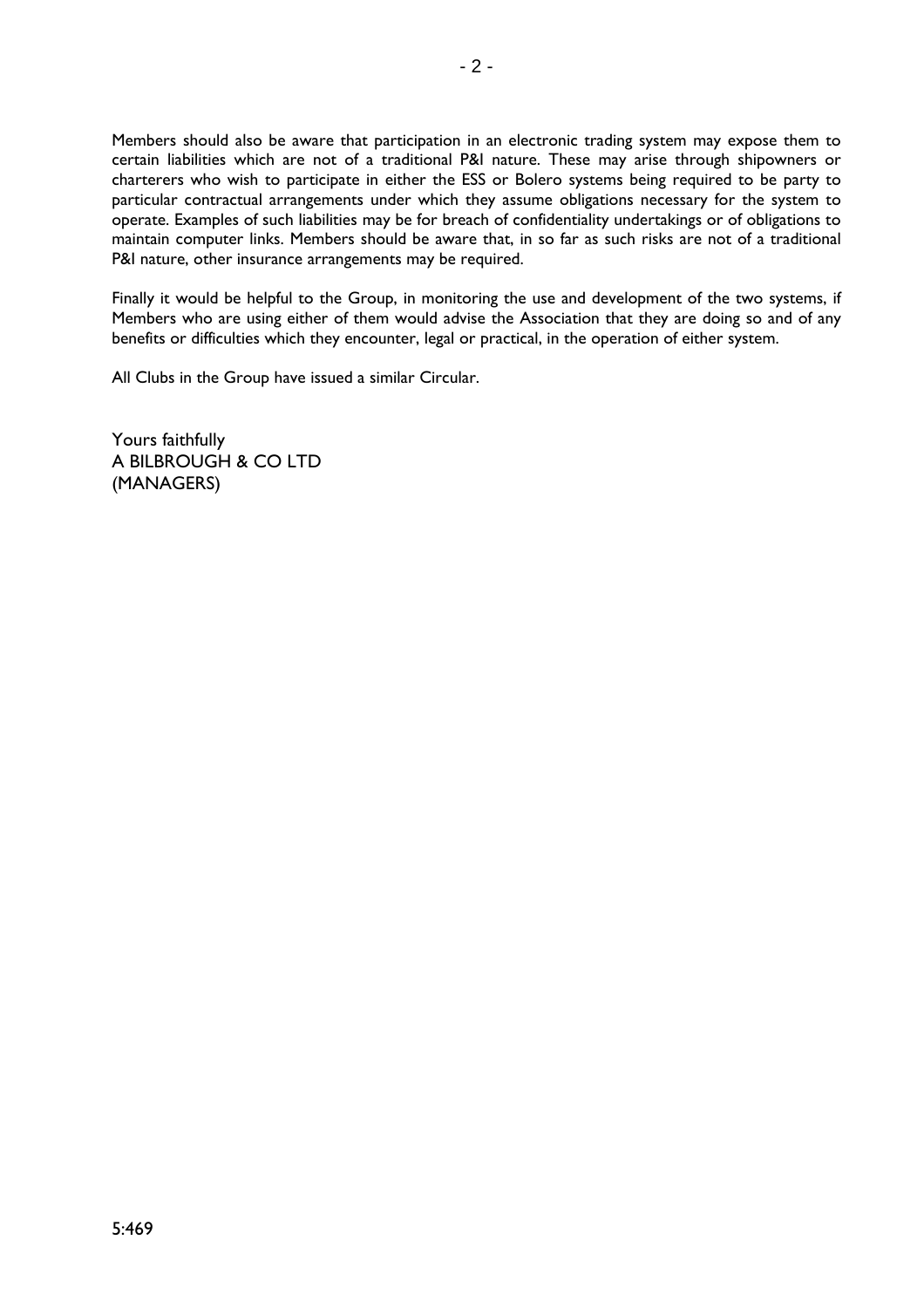Members should also be aware that participation in an electronic trading system may expose them to certain liabilities which are not of a traditional P&I nature. These may arise through shipowners or charterers who wish to participate in either the ESS or Bolero systems being required to be party to particular contractual arrangements under which they assume obligations necessary for the system to operate. Examples of such liabilities may be for breach of confidentiality undertakings or of obligations to maintain computer links. Members should be aware that, in so far as such risks are not of a traditional P&I nature, other insurance arrangements may be required.

Finally it would be helpful to the Group, in monitoring the use and development of the two systems, if Members who are using either of them would advise the Association that they are doing so and of any benefits or difficulties which they encounter, legal or practical, in the operation of either system.

All Clubs in the Group have issued a similar Circular.

Yours faithfully
A BILBROUGH & CO LTD
(MANAGERS)

5:469